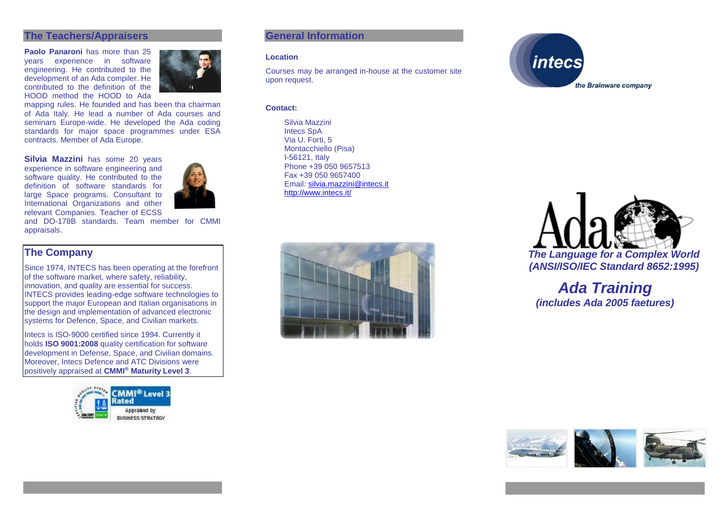## The Teachers/Appraisers

**Paolo Panaroni** has more than 25 years experience in software engineering. He contributed to the development of an Ada compiler. He contributed to the definition of the HOOD method the HOOD to Ada mapping rules. He founded and has been tha chairman of Ada Italy. He lead a number of Ada courses and seminars Europe-wide. He developed the Ada coding standards for major space programmes under ESA contracts. Member of Ada Europe.

**Silvia Mazzini** has some 20 years experience in software engineering and software quality. He contributed to the definition of software standards for large Space programs. Consultant to International Organizations and other relevant Companies. Teacher of ECSS and DO-178B standards. Team member for CMMI appraisals.

## The Company

Since 1974, INTECS has been operating at the forefront of the software market, where safety, reliability, innovation, and quality are essential for success. INTECS provides leading-edge software technologies to support the major European and Italian organisations in the design and implementation of advanced electronic systems for Defence, Space, and Civilian markets.

Intecs is ISO-9000 certified since 1994. Currently it holds **ISO 9001:2008** quality certification for software development in Defense, Space, and Civilian domains. Moreover, Intecs Defence and ATC Divisions were positively appraised at **CMMI® Maturity Level 3**.

## General Information

**Location**

Courses may be arranged in-house at the customer site upon request.

**Contact:**

Silvia Mazzini
Intecs SpA
Via U. Forti, 5
Montacchiello (Pisa)
I-56121, Italy
Phone +39 050 9657513
Fax +39 050 9657400
Email: silvia.mazzini@intecs.it
http://www.intecs.it/

intecs
*the Brainware company*

***The Language for a Complex World***
***(ANSI/ISO/IEC Standard 8652:1995)***

# ***Ada Training***

***(includes Ada 2005 faetures)***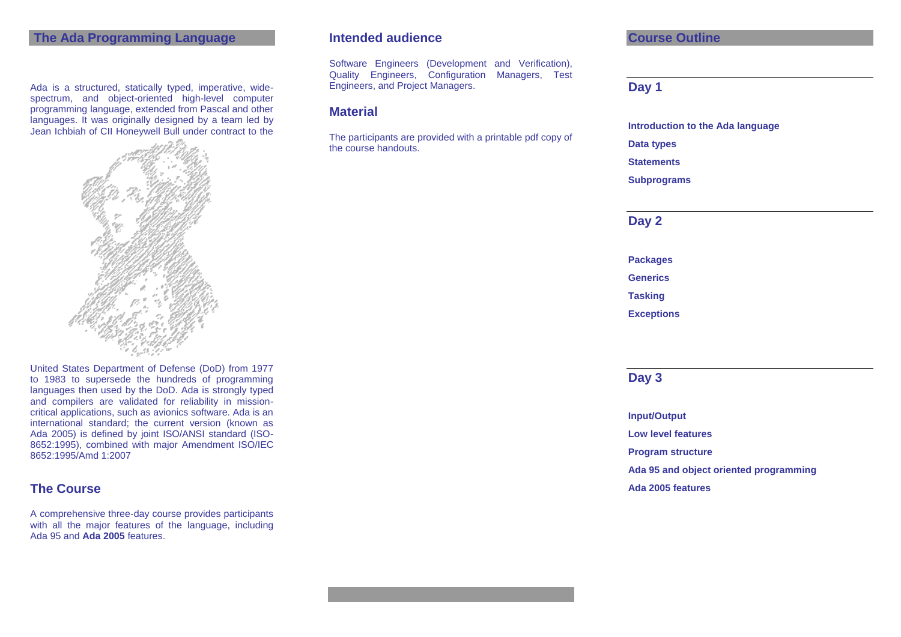## The Ada Programming Language

Ada is a structured, statically typed, imperative, wide-spectrum, and object-oriented high-level computer programming language, extended from Pascal and other languages. It was originally designed by a team led by Jean Ichbiah of CII Honeywell Bull under contract to the United States Department of Defense (DoD) from 1977 to 1983 to supersede the hundreds of programming languages then used by the DoD. Ada is strongly typed and compilers are validated for reliability in mission-critical applications, such as avionics software. Ada is an international standard; the current version (known as Ada 2005) is defined by joint ISO/ANSI standard (ISO-8652:1995), combined with major Amendment ISO/IEC 8652:1995/Amd 1:2007

## The Course

A comprehensive three-day course provides participants with all the major features of the language, including Ada 95 and **Ada 2005** features.

## Intended audience

Software Engineers (Development and Verification), Quality Engineers, Configuration Managers, Test Engineers, and Project Managers.

## Material

The participants are provided with a printable pdf copy of the course handouts.

## Course Outline

### Day 1

**Introduction to the Ada language**

**Data types**

**Statements**

**Subprograms**

### Day 2

**Packages**

**Generics**

**Tasking**

**Exceptions**

### Day 3

**Input/Output**

**Low level features**

**Program structure**

**Ada 95 and object oriented programming**

**Ada 2005 features**